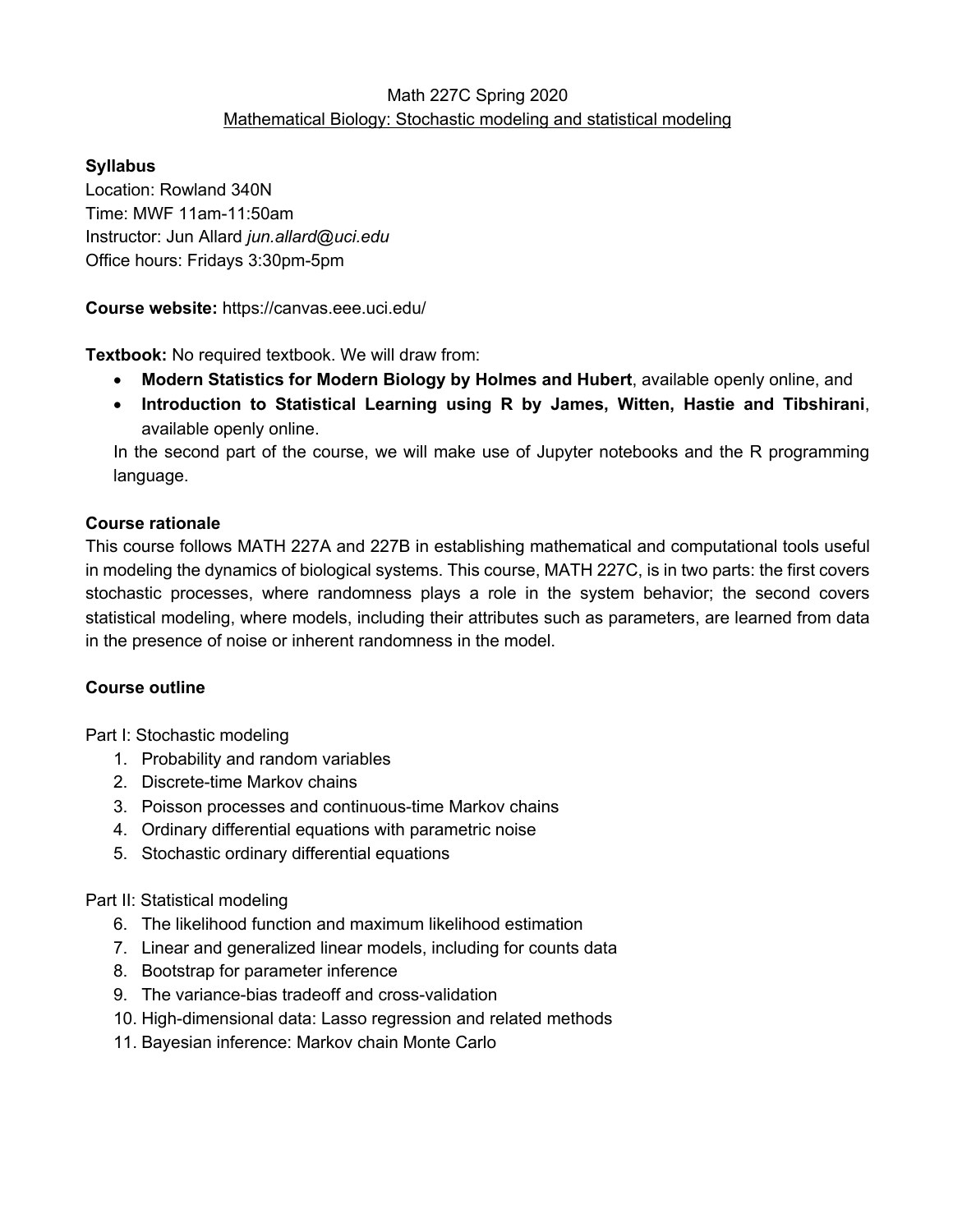# Math 227C Spring 2020

## Mathematical Biology: Stochastic modeling and statistical modeling

**Syllabus**

Location: Rowland 340N
Time: MWF 11am-11:50am
Instructor: Jun Allard *jun.allard@uci.edu*
Office hours: Fridays 3:30pm-5pm

**Course website:** https://canvas.eee.uci.edu/

**Textbook:** No required textbook. We will draw from:

- **Modern Statistics for Modern Biology by Holmes and Hubert**, available openly online, and
- **Introduction to Statistical Learning using R by James, Witten, Hastie and Tibshirani**, available openly online.

In the second part of the course, we will make use of Jupyter notebooks and the R programming language.

**Course rationale**

This course follows MATH 227A and 227B in establishing mathematical and computational tools useful in modeling the dynamics of biological systems. This course, MATH 227C, is in two parts: the first covers stochastic processes, where randomness plays a role in the system behavior; the second covers statistical modeling, where models, including their attributes such as parameters, are learned from data in the presence of noise or inherent randomness in the model.

**Course outline**

Part I: Stochastic modeling

1. Probability and random variables
2. Discrete-time Markov chains
3. Poisson processes and continuous-time Markov chains
4. Ordinary differential equations with parametric noise
5. Stochastic ordinary differential equations

Part II: Statistical modeling

6. The likelihood function and maximum likelihood estimation
7. Linear and generalized linear models, including for counts data
8. Bootstrap for parameter inference
9. The variance-bias tradeoff and cross-validation
10. High-dimensional data: Lasso regression and related methods
11. Bayesian inference: Markov chain Monte Carlo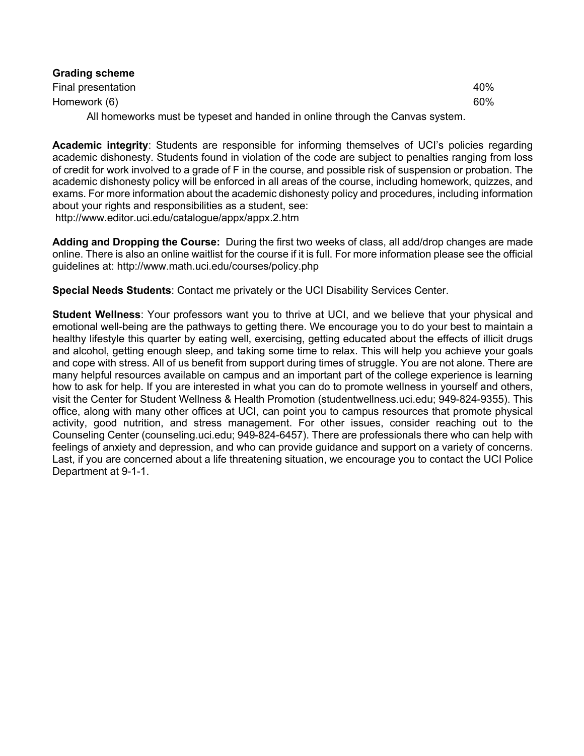**Grading scheme**

| | |
|---|---|
| Final presentation | 40% |
| Homework (6) | 60% |

All homeworks must be typeset and handed in online through the Canvas system.

**Academic integrity**: Students are responsible for informing themselves of UCI's policies regarding academic dishonesty. Students found in violation of the code are subject to penalties ranging from loss of credit for work involved to a grade of F in the course, and possible risk of suspension or probation. The academic dishonesty policy will be enforced in all areas of the course, including homework, quizzes, and exams. For more information about the academic dishonesty policy and procedures, including information about your rights and responsibilities as a student, see:
http://www.editor.uci.edu/catalogue/appx/appx.2.htm

**Adding and Dropping the Course:** During the first two weeks of class, all add/drop changes are made online. There is also an online waitlist for the course if it is full. For more information please see the official guidelines at: http://www.math.uci.edu/courses/policy.php

**Special Needs Students**: Contact me privately or the UCI Disability Services Center.

**Student Wellness**: Your professors want you to thrive at UCI, and we believe that your physical and emotional well-being are the pathways to getting there. We encourage you to do your best to maintain a healthy lifestyle this quarter by eating well, exercising, getting educated about the effects of illicit drugs and alcohol, getting enough sleep, and taking some time to relax. This will help you achieve your goals and cope with stress. All of us benefit from support during times of struggle. You are not alone. There are many helpful resources available on campus and an important part of the college experience is learning how to ask for help. If you are interested in what you can do to promote wellness in yourself and others, visit the Center for Student Wellness & Health Promotion (studentwellness.uci.edu; 949-824-9355). This office, along with many other offices at UCI, can point you to campus resources that promote physical activity, good nutrition, and stress management. For other issues, consider reaching out to the Counseling Center (counseling.uci.edu; 949-824-6457). There are professionals there who can help with feelings of anxiety and depression, and who can provide guidance and support on a variety of concerns. Last, if you are concerned about a life threatening situation, we encourage you to contact the UCI Police Department at 9-1-1.